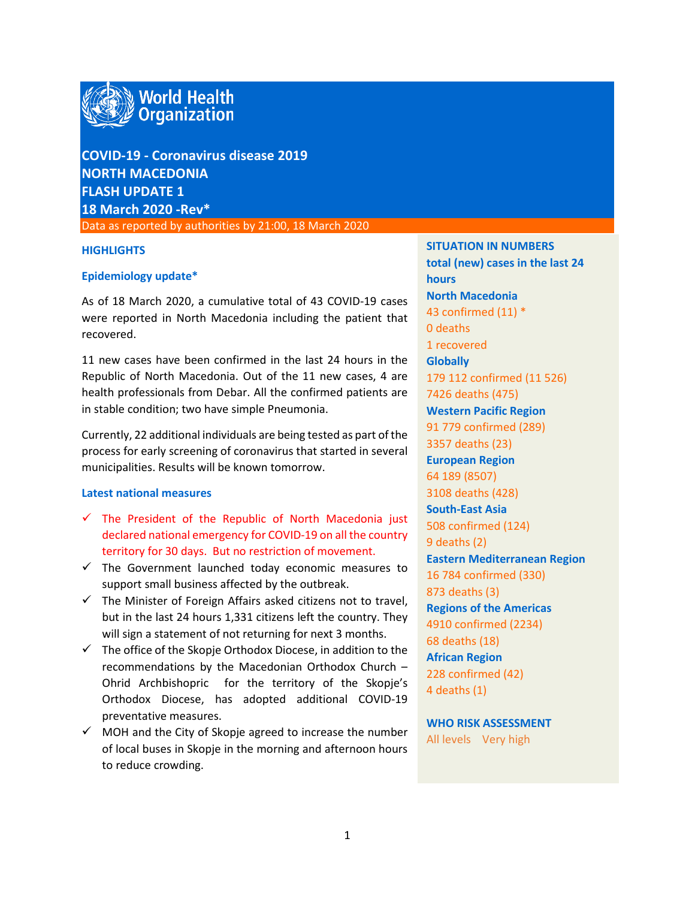**World Health Organization**

# COVID-19 - Coronavirus disease 2019
# NORTH MACEDONIA
# FLASH UPDATE 1
# 18 March 2020 -Rev*

Data as reported by authorities by 21:00, 18 March 2020

## HIGHLIGHTS

### Epidemiology update*

As of 18 March 2020, a cumulative total of 43 COVID-19 cases were reported in North Macedonia including the patient that recovered.

11 new cases have been confirmed in the last 24 hours in the Republic of North Macedonia. Out of the 11 new cases, 4 are health professionals from Debar. All the confirmed patients are in stable condition; two have simple Pneumonia.

Currently, 22 additional individuals are being tested as part of the process for early screening of coronavirus that started in several municipalities. Results will be known tomorrow.

### Latest national measures

- ✓ The President of the Republic of North Macedonia just declared national emergency for COVID-19 on all the country territory for 30 days. But no restriction of movement.
- ✓ The Government launched today economic measures to support small business affected by the outbreak.
- ✓ The Minister of Foreign Affairs asked citizens not to travel, but in the last 24 hours 1,331 citizens left the country. They will sign a statement of not returning for next 3 months.
- ✓ The office of the Skopje Orthodox Diocese, in addition to the recommendations by the Macedonian Orthodox Church – Ohrid Archbishopric for the territory of the Skopje's Orthodox Diocese, has adopted additional COVID-19 preventative measures.
- ✓ MOH and the City of Skopje agreed to increase the number of local buses in Skopje in the morning and afternoon hours to reduce crowding.

## SITUATION IN NUMBERS

**total (new) cases in the last 24 hours**

**North Macedonia**
43 confirmed (11) *
0 deaths
1 recovered

**Globally**
179 112 confirmed (11 526)
7426 deaths (475)

**Western Pacific Region**
91 779 confirmed (289)
3357 deaths (23)

**European Region**
64 189 (8507)
3108 deaths (428)

**South-East Asia**
508 confirmed (124)
9 deaths (2)

**Eastern Mediterranean Region**
16 784 confirmed (330)
873 deaths (3)

**Regions of the Americas**
4910 confirmed (2234)
68 deaths (18)

**African Region**
228 confirmed (42)
4 deaths (1)

## WHO RISK ASSESSMENT

All levels Very high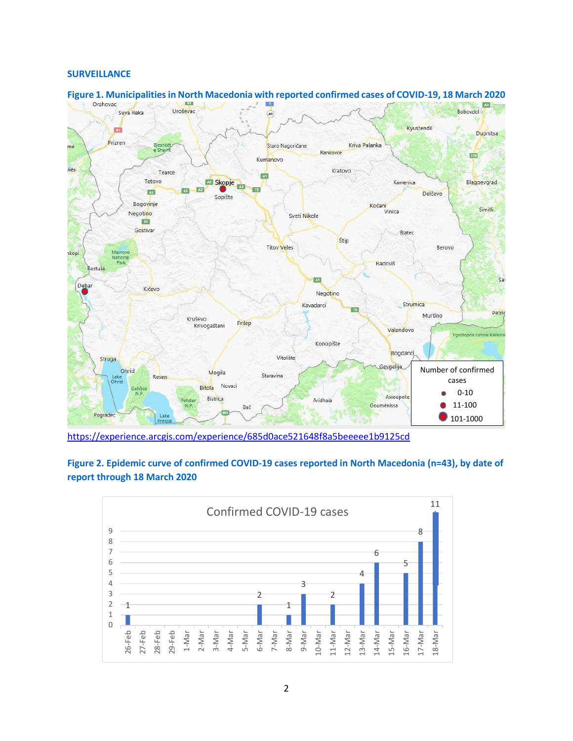## SURVEILLANCE

**Figure 1. Municipalities in North Macedonia with reported confirmed cases of COVID-19, 18 March 2020**

https://experience.arcgis.com/experience/685d0ace521648f8a5beeeee1b9125cd

**Figure 2. Epidemic curve of confirmed COVID-19 cases reported in North Macedonia (n=43), by date of report through 18 March 2020**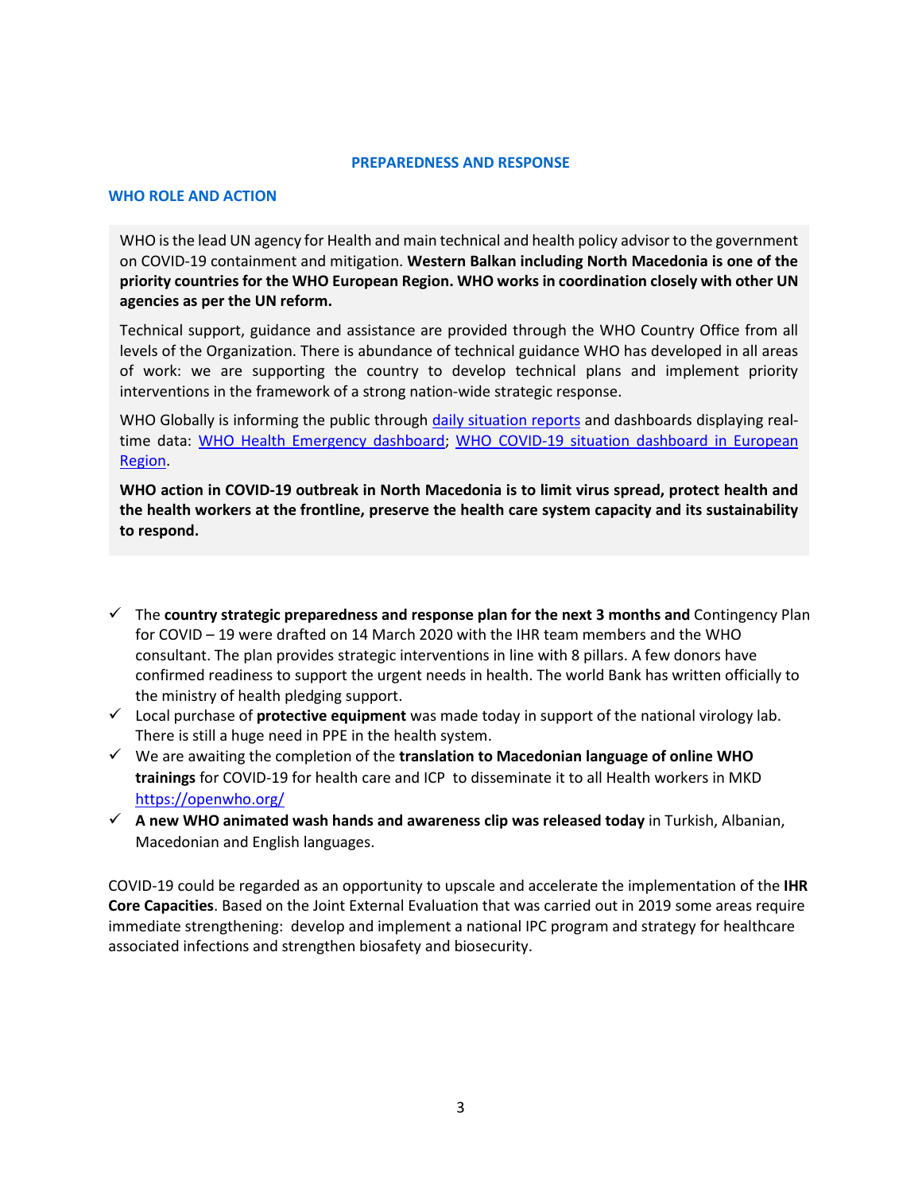## PREPAREDNESS AND RESPONSE

### WHO ROLE AND ACTION

WHO is the lead UN agency for Health and main technical and health policy advisor to the government on COVID-19 containment and mitigation. **Western Balkan including North Macedonia is one of the priority countries for the WHO European Region. WHO works in coordination closely with other UN agencies as per the UN reform.**

Technical support, guidance and assistance are provided through the WHO Country Office from all levels of the Organization. There is abundance of technical guidance WHO has developed in all areas of work: we are supporting the country to develop technical plans and implement priority interventions in the framework of a strong nation-wide strategic response.

WHO Globally is informing the public through daily situation reports and dashboards displaying real-time data: WHO Health Emergency dashboard; WHO COVID-19 situation dashboard in European Region.

**WHO action in COVID-19 outbreak in North Macedonia is to limit virus spread, protect health and the health workers at the frontline, preserve the health care system capacity and its sustainability to respond.**

- ✓ The **country strategic preparedness and response plan for the next 3 months and** Contingency Plan for COVID – 19 were drafted on 14 March 2020 with the IHR team members and the WHO consultant. The plan provides strategic interventions in line with 8 pillars. A few donors have confirmed readiness to support the urgent needs in health. The world Bank has written officially to the ministry of health pledging support.
- ✓ Local purchase of **protective equipment** was made today in support of the national virology lab. There is still a huge need in PPE in the health system.
- ✓ We are awaiting the completion of the **translation to Macedonian language of online WHO trainings** for COVID-19 for health care and ICP to disseminate it to all Health workers in MKD https://openwho.org/
- ✓ **A new WHO animated wash hands and awareness clip was released today** in Turkish, Albanian, Macedonian and English languages.

COVID-19 could be regarded as an opportunity to upscale and accelerate the implementation of the **IHR Core Capacities**. Based on the Joint External Evaluation that was carried out in 2019 some areas require immediate strengthening: develop and implement a national IPC program and strategy for healthcare associated infections and strengthen biosafety and biosecurity.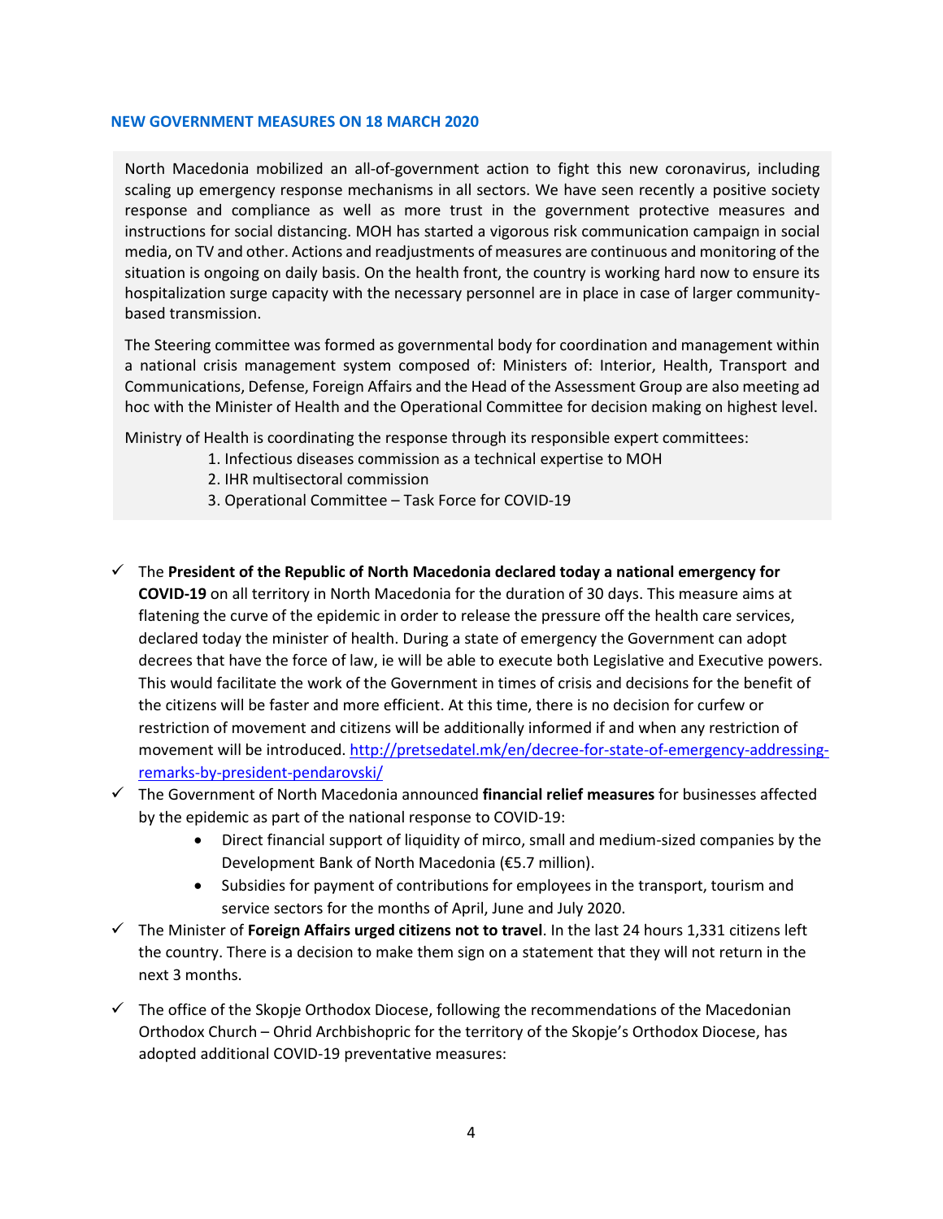## NEW GOVERNMENT MEASURES ON 18 MARCH 2020

North Macedonia mobilized an all-of-government action to fight this new coronavirus, including scaling up emergency response mechanisms in all sectors. We have seen recently a positive society response and compliance as well as more trust in the government protective measures and instructions for social distancing. MOH has started a vigorous risk communication campaign in social media, on TV and other. Actions and readjustments of measures are continuous and monitoring of the situation is ongoing on daily basis. On the health front, the country is working hard now to ensure its hospitalization surge capacity with the necessary personnel are in place in case of larger community-based transmission.

The Steering committee was formed as governmental body for coordination and management within a national crisis management system composed of: Ministers of: Interior, Health, Transport and Communications, Defense, Foreign Affairs and the Head of the Assessment Group are also meeting ad hoc with the Minister of Health and the Operational Committee for decision making on highest level.

Ministry of Health is coordinating the response through its responsible expert committees:

1. Infectious diseases commission as a technical expertise to MOH
2. IHR multisectoral commission
3. Operational Committee – Task Force for COVID-19

- ✓ The **President of the Republic of North Macedonia declared today a national emergency for COVID-19** on all territory in North Macedonia for the duration of 30 days. This measure aims at flatening the curve of the epidemic in order to release the pressure off the health care services, declared today the minister of health. During a state of emergency the Government can adopt decrees that have the force of law, ie will be able to execute both Legislative and Executive powers. This would facilitate the work of the Government in times of crisis and decisions for the benefit of the citizens will be faster and more efficient. At this time, there is no decision for curfew or restriction of movement and citizens will be additionally informed if and when any restriction of movement will be introduced. http://pretsedatel.mk/en/decree-for-state-of-emergency-addressing-remarks-by-president-pendarovski/
- ✓ The Government of North Macedonia announced **financial relief measures** for businesses affected by the epidemic as part of the national response to COVID-19:
  - Direct financial support of liquidity of mirco, small and medium-sized companies by the Development Bank of North Macedonia (€5.7 million).
  - Subsidies for payment of contributions for employees in the transport, tourism and service sectors for the months of April, June and July 2020.
- ✓ The Minister of **Foreign Affairs urged citizens not to travel**. In the last 24 hours 1,331 citizens left the country. There is a decision to make them sign on a statement that they will not return in the next 3 months.
- ✓ The office of the Skopje Orthodox Diocese, following the recommendations of the Macedonian Orthodox Church – Ohrid Archbishopric for the territory of the Skopje's Orthodox Diocese, has adopted additional COVID-19 preventative measures: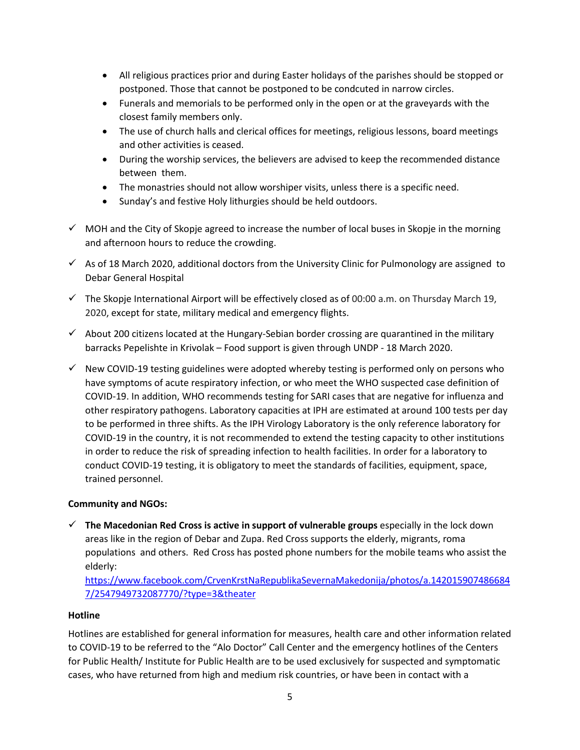- All religious practices prior and during Easter holidays of the parishes should be stopped or postponed. Those that cannot be postponed to be condcuted in narrow circles.
- Funerals and memorials to be performed only in the open or at the graveyards with the closest family members only.
- The use of church halls and clerical offices for meetings, religious lessons, board meetings and other activities is ceased.
- During the worship services, the believers are advised to keep the recommended distance between them.
- The monastries should not allow worshiper visits, unless there is a specific need.
- Sunday's and festive Holy lithurgies should be held outdoors.

✓ MOH and the City of Skopje agreed to increase the number of local buses in Skopje in the morning and afternoon hours to reduce the crowding.

✓ As of 18 March 2020, additional doctors from the University Clinic for Pulmonology are assigned to Debar General Hospital

✓ The Skopje International Airport will be effectively closed as of 00:00 a.m. on Thursday March 19, 2020, except for state, military medical and emergency flights.

✓ About 200 citizens located at the Hungary-Sebian border crossing are quarantined in the military barracks Pepelishte in Krivolak – Food support is given through UNDP - 18 March 2020.

✓ New COVID-19 testing guidelines were adopted whereby testing is performed only on persons who have symptoms of acute respiratory infection, or who meet the WHO suspected case definition of COVID-19. In addition, WHO recommends testing for SARI cases that are negative for influenza and other respiratory pathogens. Laboratory capacities at IPH are estimated at around 100 tests per day to be performed in three shifts. As the IPH Virology Laboratory is the only reference laboratory for COVID-19 in the country, it is not recommended to extend the testing capacity to other institutions in order to reduce the risk of spreading infection to health facilities. In order for a laboratory to conduct COVID-19 testing, it is obligatory to meet the standards of facilities, equipment, space, trained personnel.

**Community and NGOs:**

✓ **The Macedonian Red Cross is active in support of vulnerable groups** especially in the lock down areas like in the region of Debar and Zupa. Red Cross supports the elderly, migrants, roma populations and others. Red Cross has posted phone numbers for the mobile teams who assist the elderly:
https://www.facebook.com/CrvenKrstNaRepublikaSevernaMakedonija/photos/a.1420159074866847/2547949732087770/?type=3&theater

**Hotline**

Hotlines are established for general information for measures, health care and other information related to COVID-19 to be referred to the "Alo Doctor" Call Center and the emergency hotlines of the Centers for Public Health/ Institute for Public Health are to be used exclusively for suspected and symptomatic cases, who have returned from high and medium risk countries, or have been in contact with a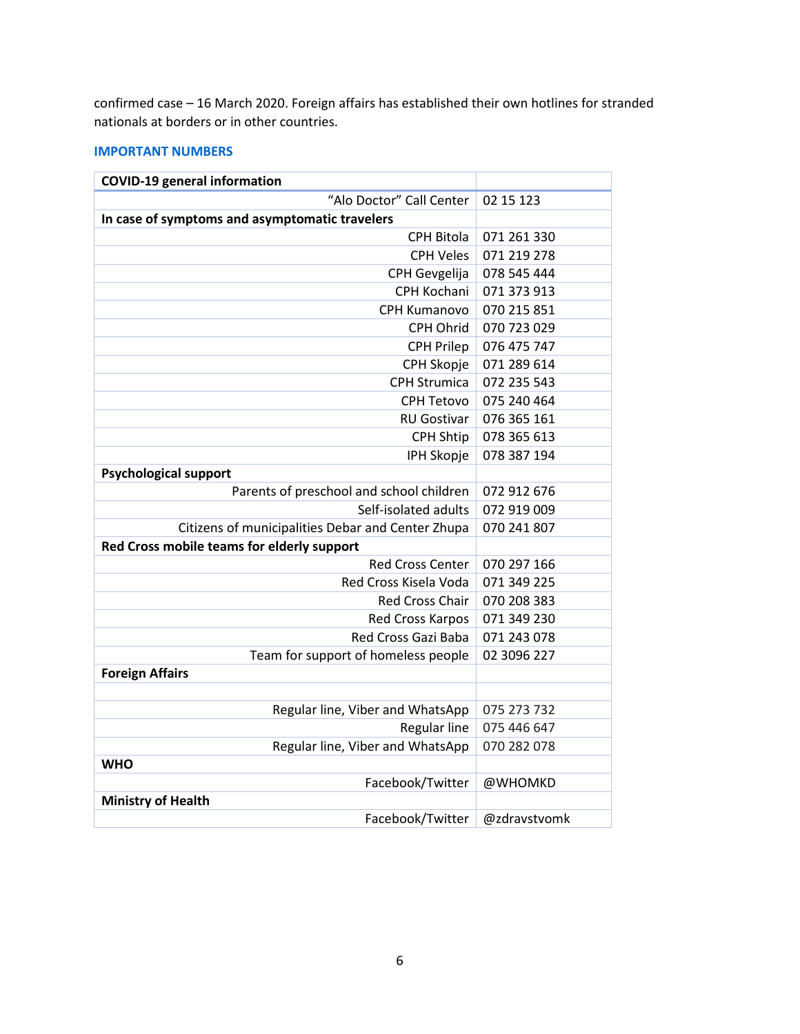confirmed case – 16 March 2020. Foreign affairs has established their own hotlines for stranded nationals at borders or in other countries.

### IMPORTANT NUMBERS

| **COVID-19 general information** | |
|---|---|
| "Alo Doctor" Call Center | 02 15 123 |
| **In case of symptoms and asymptomatic travelers** | |
| CPH Bitola | 071 261 330 |
| CPH Veles | 071 219 278 |
| CPH Gevgelija | 078 545 444 |
| CPH Kochani | 071 373 913 |
| CPH Kumanovo | 070 215 851 |
| CPH Ohrid | 070 723 029 |
| CPH Prilep | 076 475 747 |
| CPH Skopje | 071 289 614 |
| CPH Strumica | 072 235 543 |
| CPH Tetovo | 075 240 464 |
| RU Gostivar | 076 365 161 |
| CPH Shtip | 078 365 613 |
| IPH Skopje | 078 387 194 |
| **Psychological support** | |
| Parents of preschool and school children | 072 912 676 |
| Self-isolated adults | 072 919 009 |
| Citizens of municipalities Debar and Center Zhupa | 070 241 807 |
| **Red Cross mobile teams for elderly support** | |
| Red Cross Center | 070 297 166 |
| Red Cross Kisela Voda | 071 349 225 |
| Red Cross Chair | 070 208 383 |
| Red Cross Karpos | 071 349 230 |
| Red Cross Gazi Baba | 071 243 078 |
| Team for support of homeless people | 02 3096 227 |
| **Foreign Affairs** | |
| | |
| Regular line, Viber and WhatsApp | 075 273 732 |
| Regular line | 075 446 647 |
| Regular line, Viber and WhatsApp | 070 282 078 |
| **WHO** | |
| Facebook/Twitter | @WHOMKD |
| **Ministry of Health** | |
| Facebook/Twitter | @zdravstvomk |